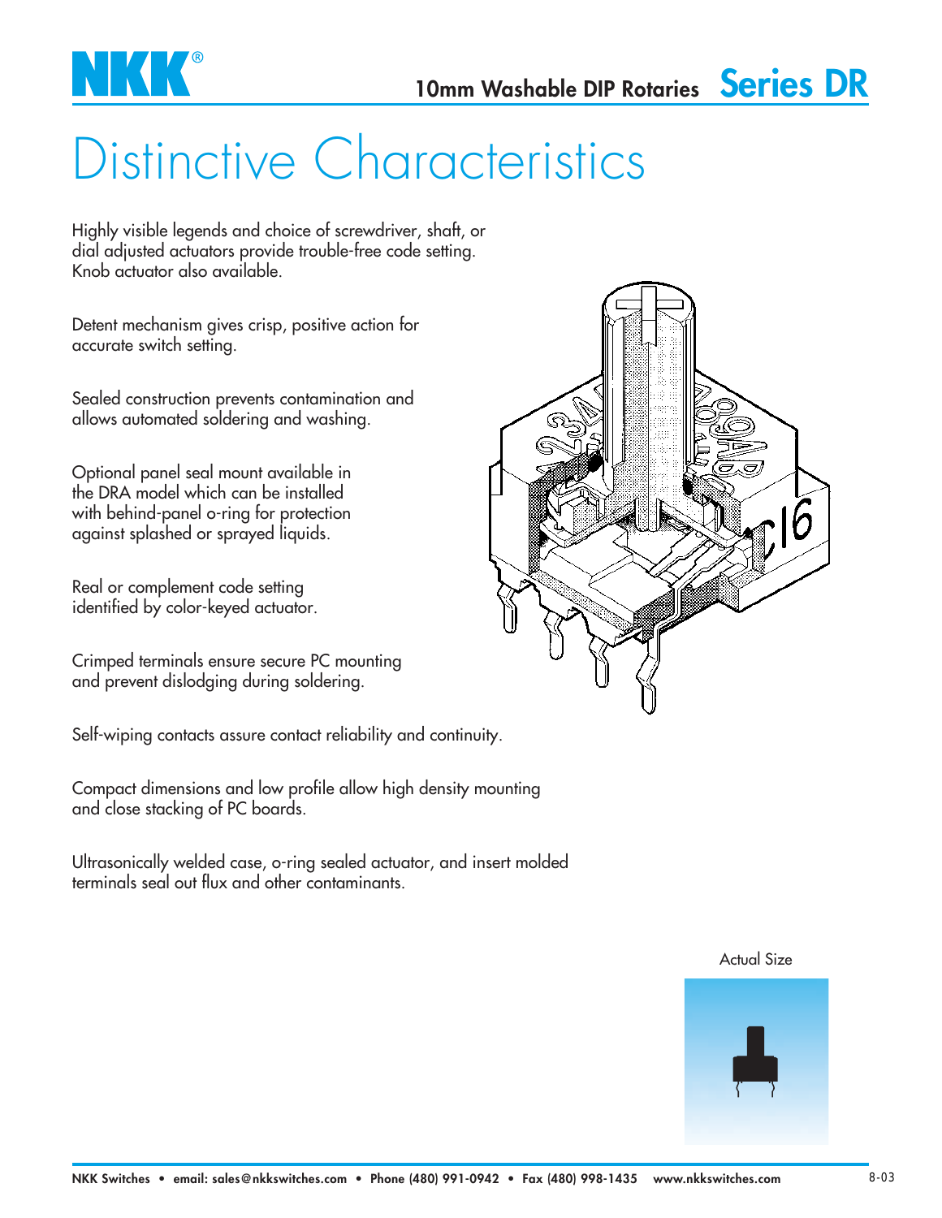# 10mm Washable DIP Rotaries Series DR

# Distinctive Characteristics

Highly visible legends and choice of screwdriver, shaft, or dial adjusted actuators provide trouble-free code setting. Knob actuator also available.

Detent mechanism gives crisp, positive action for accurate switch setting.

Sealed construction prevents contamination and allows automated soldering and washing.

Optional panel seal mount available in the DRA model which can be installed with behind-panel o-ring for protection against splashed or sprayed liquids.

Real or complement code setting identified by color-keyed actuator.

Crimped terminals ensure secure PC mounting and prevent dislodging during soldering.

Self-wiping contacts assure contact reliability and continuity.

Compact dimensions and low profile allow high density mounting and close stacking of PC boards.

Ultrasonically welded case, o-ring sealed actuator, and insert molded terminals seal out flux and other contaminants.

Actual Size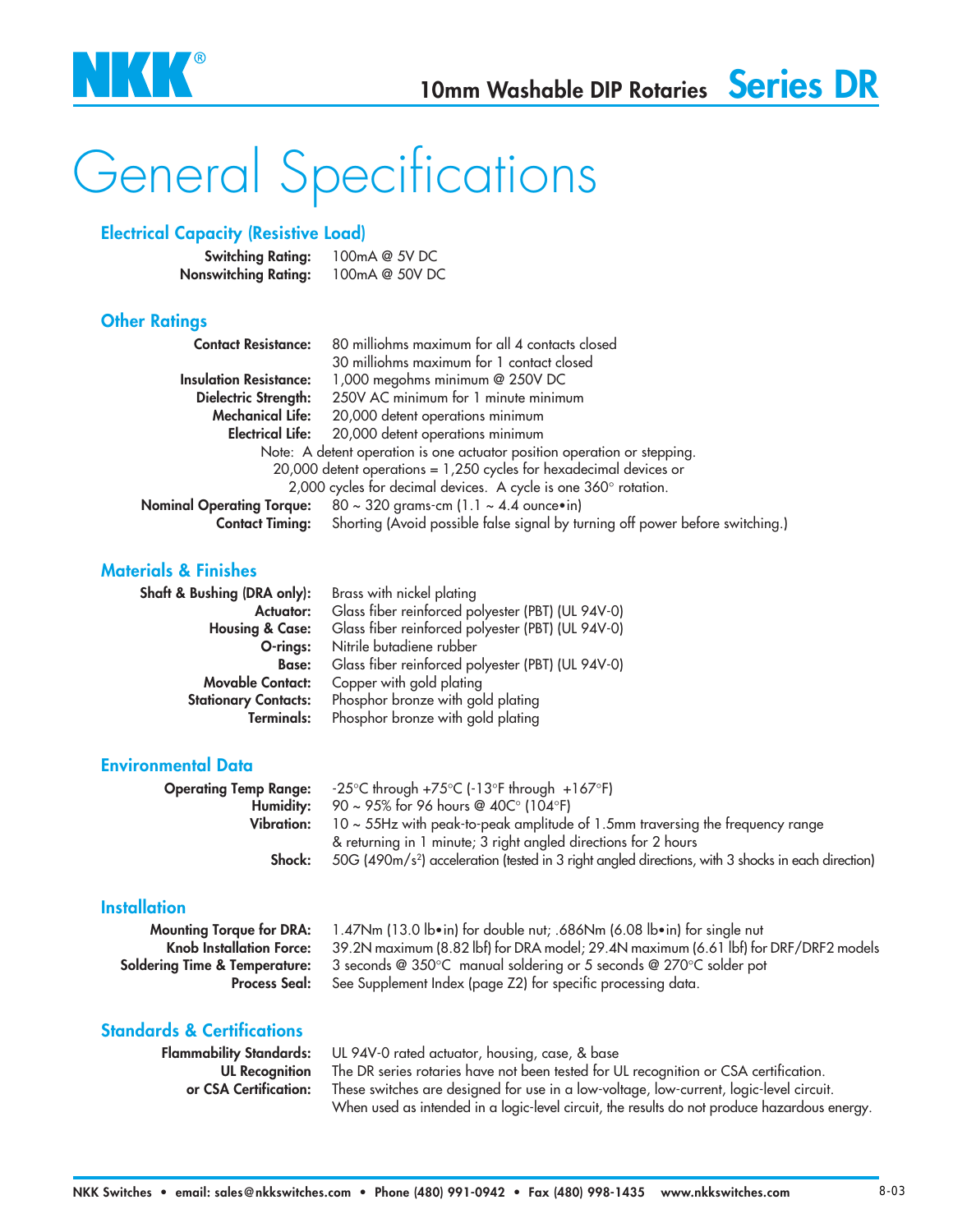# General Specifications

## Electrical Capacity (Resistive Load)

**Switching Rating:** 100mA @ 5V DC
**Nonswitching Rating:** 100mA @ 50V DC

## Other Ratings

**Contact Resistance:** 80 milliohms maximum for all 4 contacts closed
30 milliohms maximum for 1 contact closed
**Insulation Resistance:** 1,000 megohms minimum @ 250V DC
**Dielectric Strength:** 250V AC minimum for 1 minute minimum
**Mechanical Life:** 20,000 detent operations minimum
**Electrical Life:** 20,000 detent operations minimum

Note: A detent operation is one actuator position operation or stepping.
20,000 detent operations = 1,250 cycles for hexadecimal devices or
2,000 cycles for decimal devices. A cycle is one 360° rotation.

**Nominal Operating Torque:** 80 ~ 320 grams-cm (1.1 ~ 4.4 ounce•in)
**Contact Timing:** Shorting (Avoid possible false signal by turning off power before switching.)

## Materials & Finishes

**Shaft & Bushing (DRA only):** Brass with nickel plating
**Actuator:** Glass fiber reinforced polyester (PBT) (UL 94V-0)
**Housing & Case:** Glass fiber reinforced polyester (PBT) (UL 94V-0)
**O-rings:** Nitrile butadiene rubber
**Base:** Glass fiber reinforced polyester (PBT) (UL 94V-0)
**Movable Contact:** Copper with gold plating
**Stationary Contacts:** Phosphor bronze with gold plating
**Terminals:** Phosphor bronze with gold plating

## Environmental Data

**Operating Temp Range:** -25°C through +75°C (-13°F through +167°F)
**Humidity:** 90 ~ 95% for 96 hours @ 40C° (104°F)
**Vibration:** 10 ~ 55Hz with peak-to-peak amplitude of 1.5mm traversing the frequency range & returning in 1 minute; 3 right angled directions for 2 hours
**Shock:** 50G (490m/s²) acceleration (tested in 3 right angled directions, with 3 shocks in each direction)

## Installation

**Mounting Torque for DRA:** 1.47Nm (13.0 lb•in) for double nut; .686Nm (6.08 lb•in) for single nut
**Knob Installation Force:** 39.2N maximum (8.82 lbf) for DRA model; 29.4N maximum (6.61 lbf) for DRF/DRF2 models
**Soldering Time & Temperature:** 3 seconds @ 350°C manual soldering or 5 seconds @ 270°C solder pot
**Process Seal:** See Supplement Index (page Z2) for specific processing data.

## Standards & Certifications

**Flammability Standards:** UL 94V-0 rated actuator, housing, case, & base
**UL Recognition or CSA Certification:** The DR series rotaries have not been tested for UL recognition or CSA certification. These switches are designed for use in a low-voltage, low-current, logic-level circuit. When used as intended in a logic-level circuit, the results do not produce hazardous energy.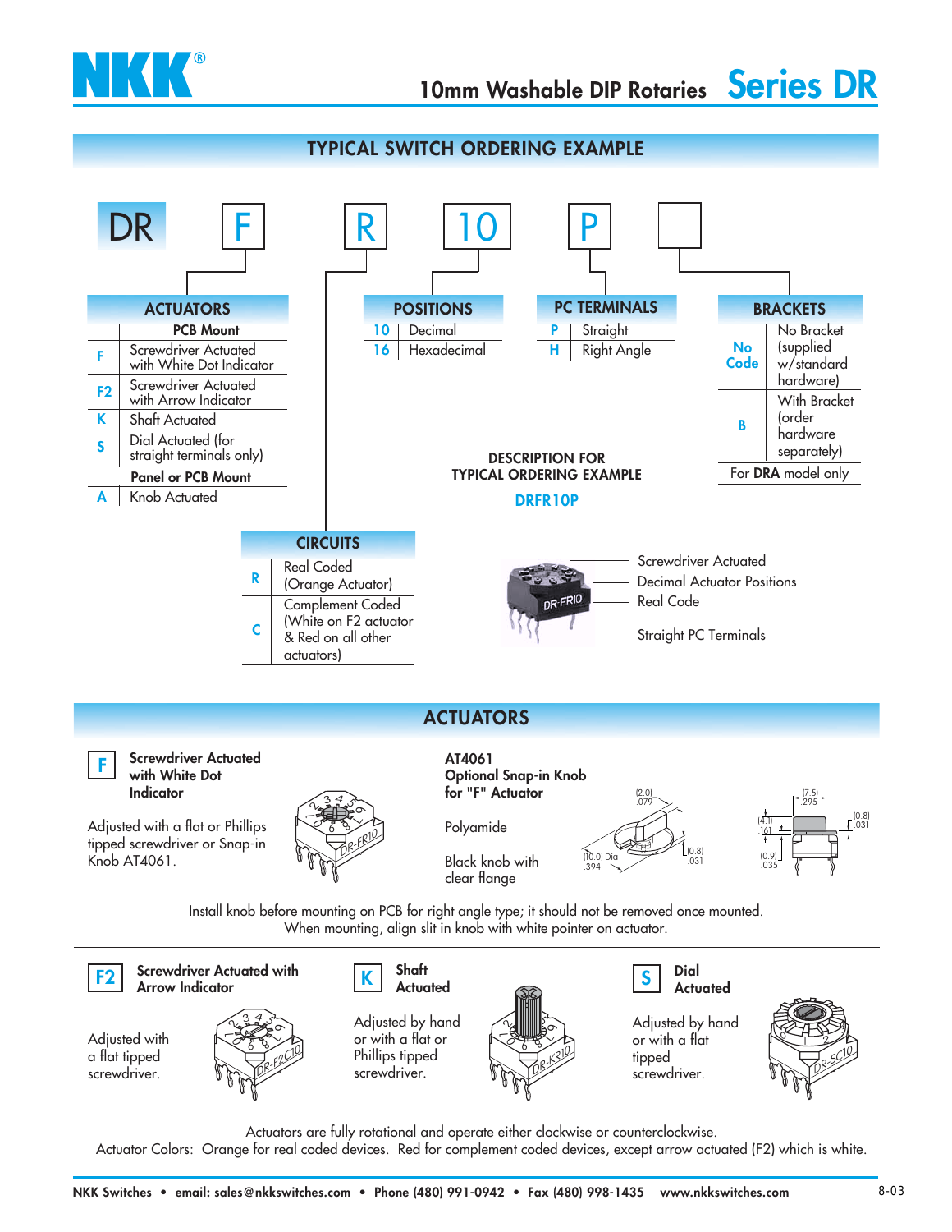# 10mm Washable DIP Rotaries Series DR

## TYPICAL SWITCH ORDERING EXAMPLE

DR | F | R | 10 | P | ☐

### ACTUATORS

| | |
|---|---|
| | **PCB Mount** |
| F | Screwdriver Actuated with White Dot Indicator |
| F2 | Screwdriver Actuated with Arrow Indicator |
| K | Shaft Actuated |
| S | Dial Actuated (for straight terminals only) |
| | **Panel or PCB Mount** |
| A | Knob Actuated |

### CIRCUITS

| | |
|---|---|
| R | Real Coded (Orange Actuator) |
| C | Complement Coded (White on F2 actuator & Red on all other actuators) |

### POSITIONS

| | |
|---|---|
| 10 | Decimal |
| 16 | Hexadecimal |

### PC TERMINALS

| | |
|---|---|
| P | Straight |
| H | Right Angle |

### BRACKETS

| | |
|---|---|
| No Code | No Bracket (supplied w/standard hardware) |
| B | With Bracket (order hardware separately) |

For **DRA** model only

**DESCRIPTION FOR TYPICAL ORDERING EXAMPLE**

**DRFR10P**

DR-FR10

Screwdriver Actuated
Decimal Actuator Positions
Real Code
Straight PC Terminals

## ACTUATORS

**F** **Screwdriver Actuated with White Dot Indicator**

Adjusted with a flat or Phillips tipped screwdriver or Snap-in Knob AT4061.

DR-FR10

**AT4061**
**Optional Snap-in Knob for "F" Actuator**

Polyamide

Black knob with clear flange

(2.0) .079
(10.0) Dia .394
(0.8) .031
(7.5) .295
(4.1) .161
(0.8) .031
(0.9) .035

Install knob before mounting on PCB for right angle type; it should not be removed once mounted.
When mounting, align slit in knob with white pointer on actuator.

**F2** **Screwdriver Actuated with Arrow Indicator**

Adjusted with a flat tipped screwdriver.

DR-F2C10

**K** **Shaft Actuated**

Adjusted by hand or with a flat or Phillips tipped screwdriver.

DR-KR10

**S** **Dial Actuated**

Adjusted by hand or with a flat tipped screwdriver.

DR-SC10

Actuators are fully rotational and operate either clockwise or counterclockwise.
Actuator Colors: Orange for real coded devices. Red for complement coded devices, except arrow actuated (F2) which is white.

NKK Switches • email: sales@nkkswitches.com • Phone (480) 991-0942 • Fax (480) 998-1435 www.nkkswitches.com